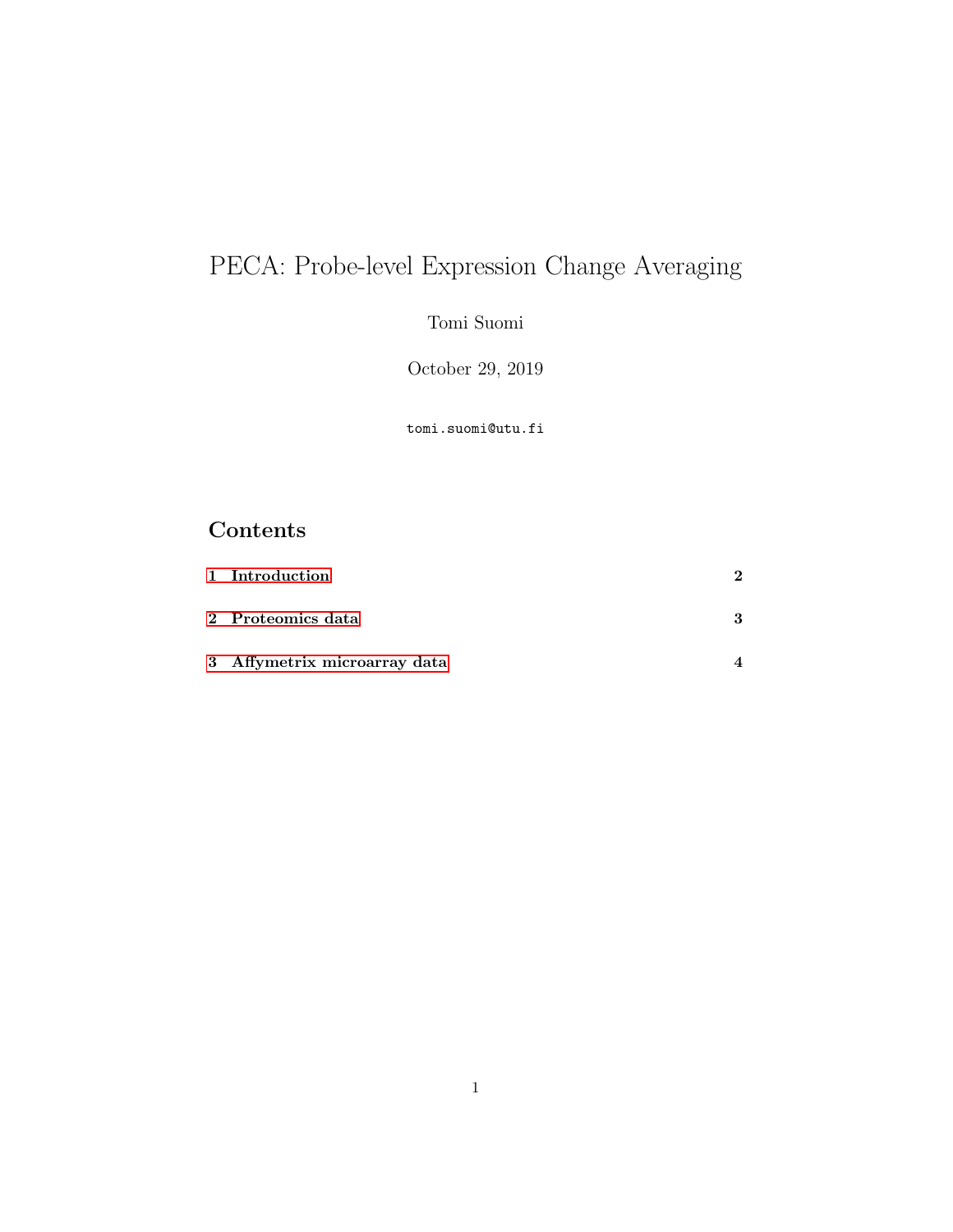# PECA: Probe-level Expression Change Averaging

Tomi Suomi

October 29, 2019

tomi.suomi@utu.fi

## Contents

| | |
|---|---|
| **1 Introduction** | **2** |
| **2 Proteomics data** | **3** |
| **3 Affymetrix microarray data** | **4** |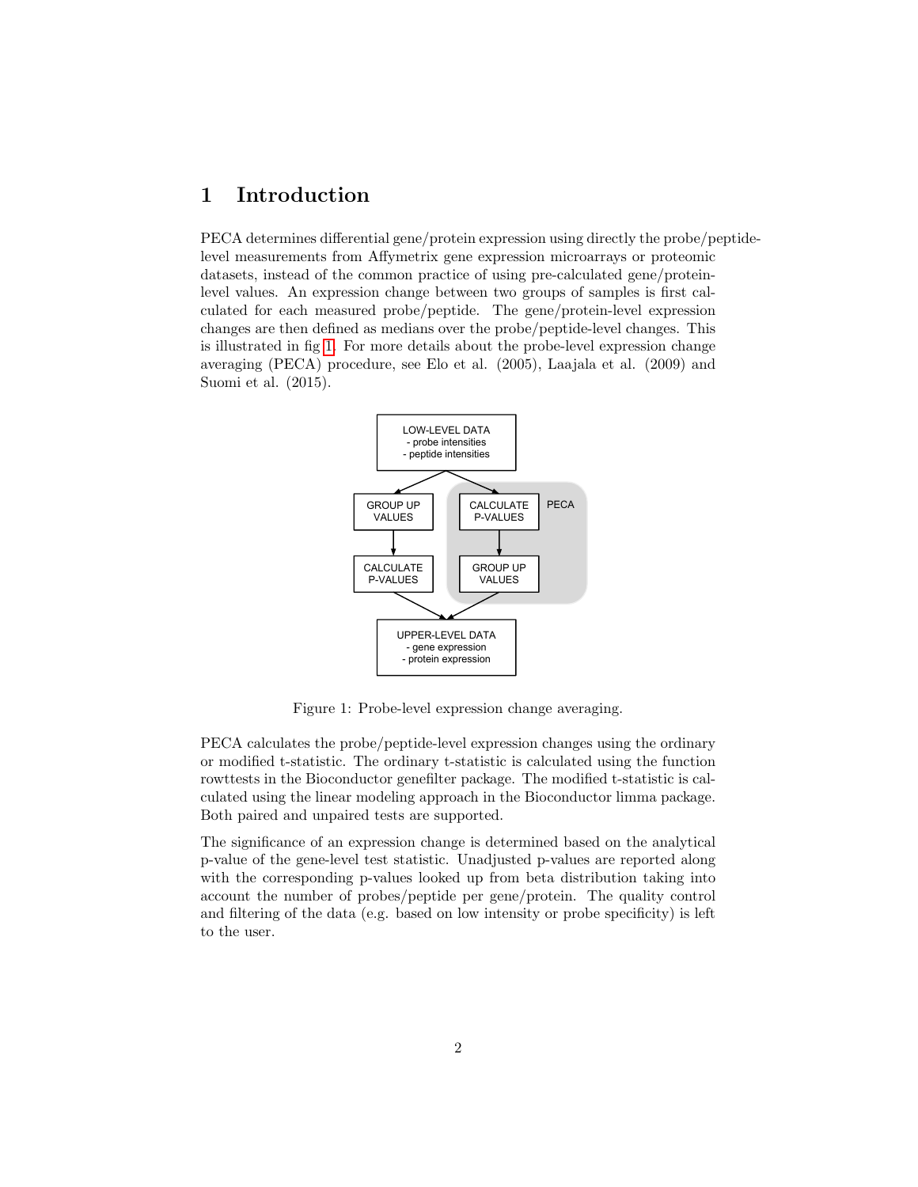# 1 Introduction

PECA determines differential gene/protein expression using directly the probe/peptide-level measurements from Affymetrix gene expression microarrays or proteomic datasets, instead of the common practice of using pre-calculated gene/protein-level values. An expression change between two groups of samples is first calculated for each measured probe/peptide. The gene/protein-level expression changes are then defined as medians over the probe/peptide-level changes. This is illustrated in fig 1. For more details about the probe-level expression change averaging (PECA) procedure, see Elo et al. (2005), Laajala et al. (2009) and Suomi et al. (2015).

Figure 1: Probe-level expression change averaging.

PECA calculates the probe/peptide-level expression changes using the ordinary or modified t-statistic. The ordinary t-statistic is calculated using the function rowttests in the Bioconductor genefilter package. The modified t-statistic is calculated using the linear modeling approach in the Bioconductor limma package. Both paired and unpaired tests are supported.

The significance of an expression change is determined based on the analytical p-value of the gene-level test statistic. Unadjusted p-values are reported along with the corresponding p-values looked up from beta distribution taking into account the number of probes/peptide per gene/protein. The quality control and filtering of the data (e.g. based on low intensity or probe specificity) is left to the user.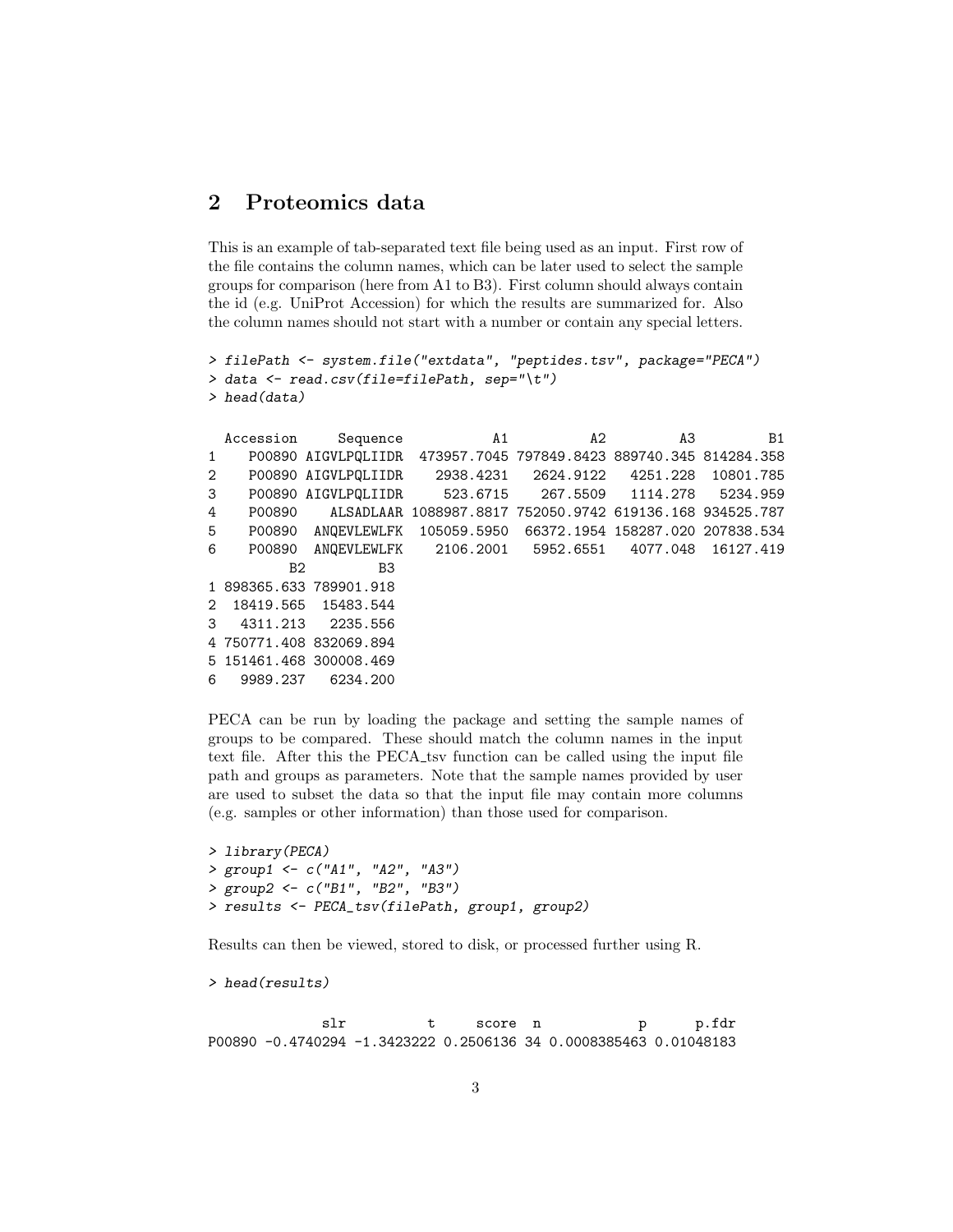## 2 Proteomics data

This is an example of tab-separated text file being used as an input. First row of the file contains the column names, which can be later used to select the sample groups for comparison (here from A1 to B3). First column should always contain the id (e.g. UniProt Accession) for which the results are summarized for. Also the column names should not start with a number or contain any special letters.

```
> filePath <- system.file("extdata", "peptides.tsv", package="PECA")
> data <- read.csv(file=filePath, sep="\t")
> head(data)

  Accession     Sequence           A1          A2         A3         B1
1    P00890 AIGVLPQLIIDR  473957.7045 797849.8423 889740.345 814284.358
2    P00890 AIGVLPQLIIDR    2938.4231   2624.9122   4251.228  10801.785
3    P00890 AIGVLPQLIIDR     523.6715    267.5509   1114.278   5234.959
4    P00890     ALSADLAAR 1088987.8817 752050.9742 619136.168 934525.787
5    P00890   ANQEVLEWLFK  105059.5950  66372.1954 158287.020 207838.534
6    P00890   ANQEVLEWLFK    2106.2001   5952.6551   4077.048  16127.419
          B2         B3
1 898365.633 789901.918
2  18419.565  15483.544
3   4311.213   2235.556
4 750771.408 832069.894
5 151461.468 300008.469
6   9989.237   6234.200
```

PECA can be run by loading the package and setting the sample names of groups to be compared. These should match the column names in the input text file. After this the PECA_tsv function can be called using the input file path and groups as parameters. Note that the sample names provided by user are used to subset the data so that the input file may contain more columns (e.g. samples or other information) than those used for comparison.

```
> library(PECA)
> group1 <- c("A1", "A2", "A3")
> group2 <- c("B1", "B2", "B3")
> results <- PECA_tsv(filePath, group1, group2)
```

Results can then be viewed, stored to disk, or processed further using R.

```
> head(results)

              slr          t     score  n            p      p.fdr
P00890 -0.4740294 -1.3423222 0.2506136 34 0.0008385463 0.01048183
```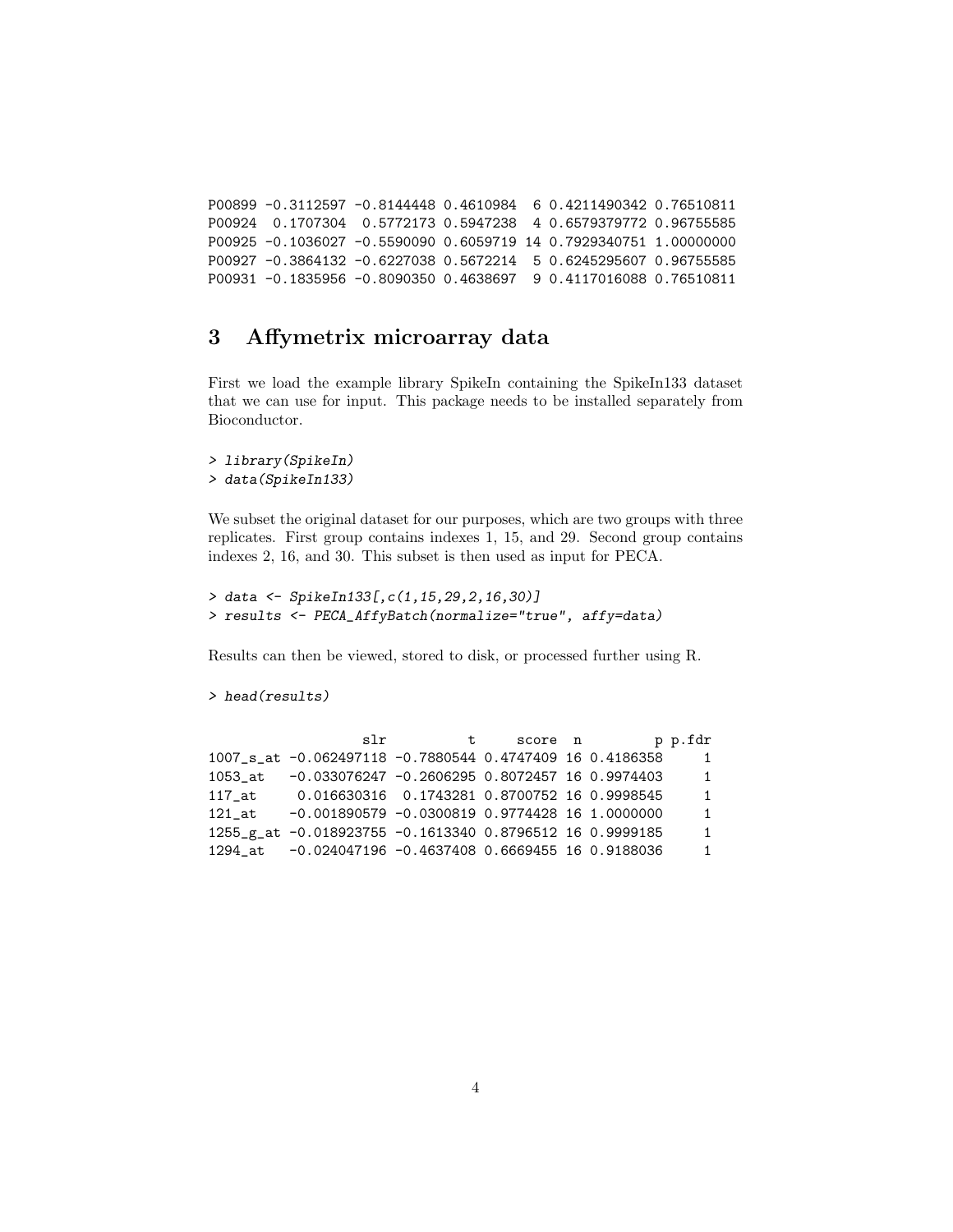```
P00899 -0.3112597 -0.8144448 0.4610984  6 0.4211490342 0.76510811
P00924  0.1707304  0.5772173 0.5947238  4 0.6579379772 0.96755585
P00925 -0.1036027 -0.5590090 0.6059719 14 0.7929340751 1.00000000
P00927 -0.3864132 -0.6227038 0.5672214  5 0.6245295607 0.96755585
P00931 -0.1835956 -0.8090350 0.4638697  9 0.4117016088 0.76510811
```

## 3 Affymetrix microarray data

First we load the example library SpikeIn containing the SpikeIn133 dataset that we can use for input. This package needs to be installed separately from Bioconductor.

```
> library(SpikeIn)
> data(SpikeIn133)
```

We subset the original dataset for our purposes, which are two groups with three replicates. First group contains indexes 1, 15, and 29. Second group contains indexes 2, 16, and 30. This subset is then used as input for PECA.

```
> data <- SpikeIn133[,c(1,15,29,2,16,30)]
> results <- PECA_AffyBatch(normalize="true", affy=data)
```

Results can then be viewed, stored to disk, or processed further using R.

```
> head(results)
```

```
                   slr          t     score  n         p p.fdr
1007_s_at -0.062497118 -0.7880544 0.4747409 16 0.4186358     1
1053_at   -0.033076247 -0.2606295 0.8072457 16 0.9974403     1
117_at     0.016630316  0.1743281 0.8700752 16 0.9998545     1
121_at    -0.001890579 -0.0300819 0.9774428 16 1.0000000     1
1255_g_at -0.018923755 -0.1613340 0.8796512 16 0.9999185     1
1294_at   -0.024047196 -0.4637408 0.6669455 16 0.9188036     1
```